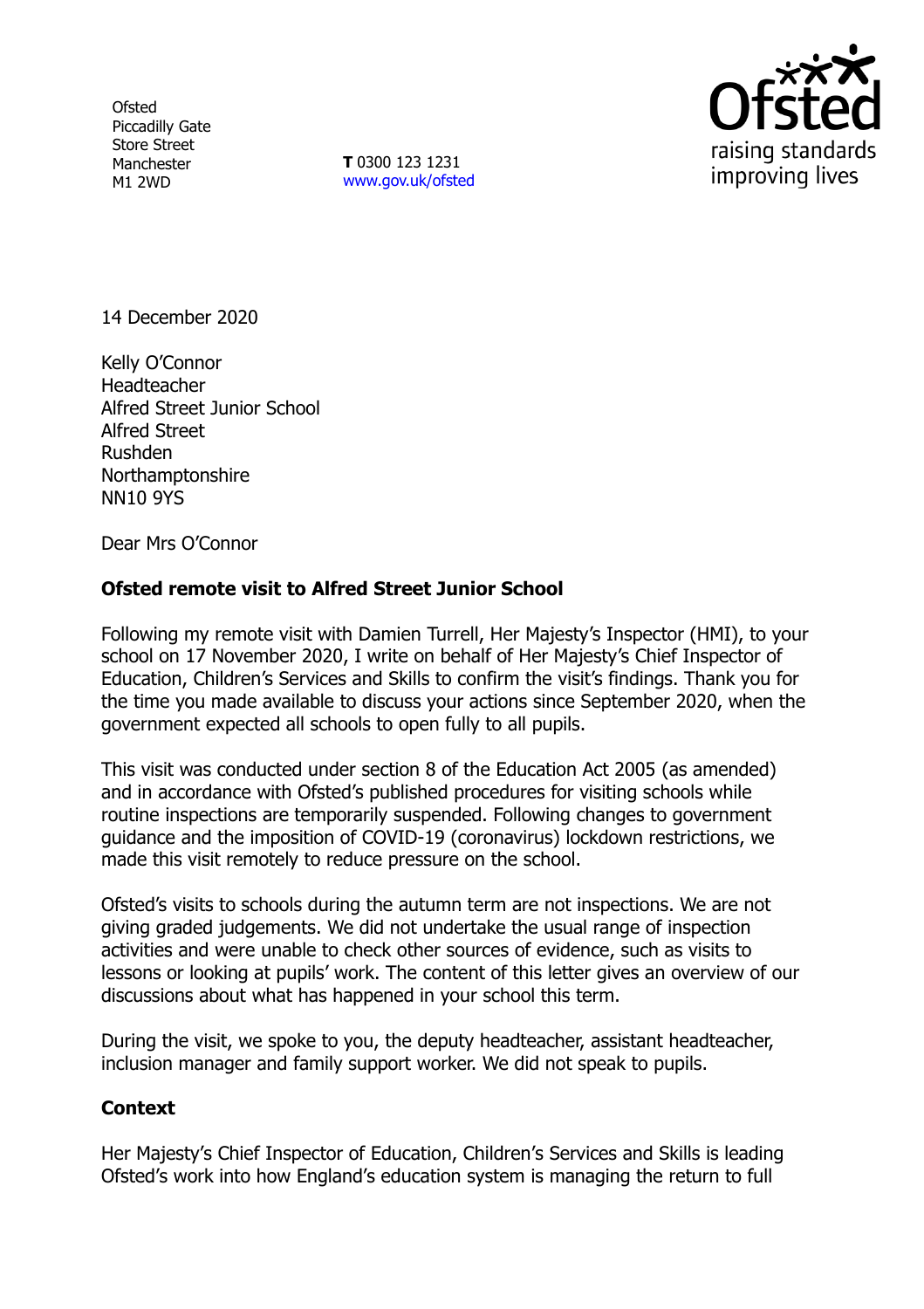Ofsted
Piccadilly Gate
Store Street
Manchester
M1 2WD

**T** 0300 123 1231
www.gov.uk/ofsted

14 December 2020

Kelly O'Connor
Headteacher
Alfred Street Junior School
Alfred Street
Rushden
Northamptonshire
NN10 9YS

Dear Mrs O'Connor

**Ofsted remote visit to Alfred Street Junior School**

Following my remote visit with Damien Turrell, Her Majesty's Inspector (HMI), to your school on 17 November 2020, I write on behalf of Her Majesty's Chief Inspector of Education, Children's Services and Skills to confirm the visit's findings. Thank you for the time you made available to discuss your actions since September 2020, when the government expected all schools to open fully to all pupils.

This visit was conducted under section 8 of the Education Act 2005 (as amended) and in accordance with Ofsted's published procedures for visiting schools while routine inspections are temporarily suspended. Following changes to government guidance and the imposition of COVID-19 (coronavirus) lockdown restrictions, we made this visit remotely to reduce pressure on the school.

Ofsted's visits to schools during the autumn term are not inspections. We are not giving graded judgements. We did not undertake the usual range of inspection activities and were unable to check other sources of evidence, such as visits to lessons or looking at pupils' work. The content of this letter gives an overview of our discussions about what has happened in your school this term.

During the visit, we spoke to you, the deputy headteacher, assistant headteacher, inclusion manager and family support worker. We did not speak to pupils.

**Context**

Her Majesty's Chief Inspector of Education, Children's Services and Skills is leading Ofsted's work into how England's education system is managing the return to full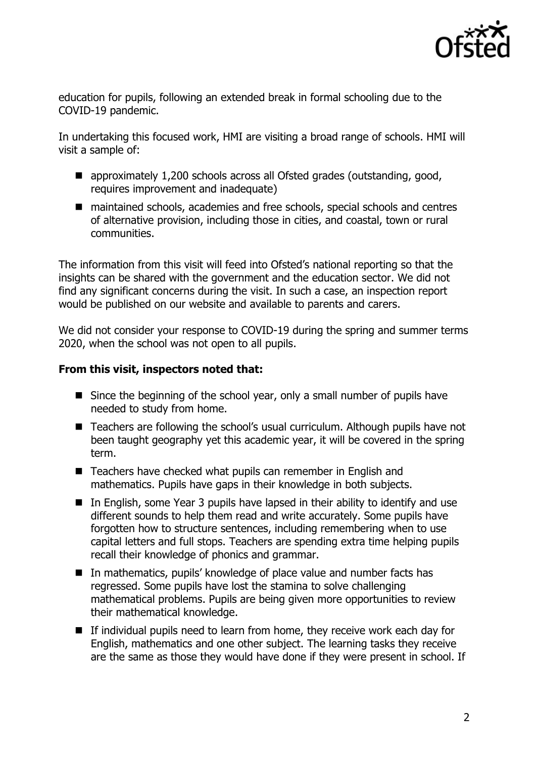education for pupils, following an extended break in formal schooling due to the COVID-19 pandemic.

In undertaking this focused work, HMI are visiting a broad range of schools. HMI will visit a sample of:

- approximately 1,200 schools across all Ofsted grades (outstanding, good, requires improvement and inadequate)
- maintained schools, academies and free schools, special schools and centres of alternative provision, including those in cities, and coastal, town or rural communities.

The information from this visit will feed into Ofsted's national reporting so that the insights can be shared with the government and the education sector. We did not find any significant concerns during the visit. In such a case, an inspection report would be published on our website and available to parents and carers.

We did not consider your response to COVID-19 during the spring and summer terms 2020, when the school was not open to all pupils.

**From this visit, inspectors noted that:**

- Since the beginning of the school year, only a small number of pupils have needed to study from home.
- Teachers are following the school's usual curriculum. Although pupils have not been taught geography yet this academic year, it will be covered in the spring term.
- Teachers have checked what pupils can remember in English and mathematics. Pupils have gaps in their knowledge in both subjects.
- In English, some Year 3 pupils have lapsed in their ability to identify and use different sounds to help them read and write accurately. Some pupils have forgotten how to structure sentences, including remembering when to use capital letters and full stops. Teachers are spending extra time helping pupils recall their knowledge of phonics and grammar.
- In mathematics, pupils' knowledge of place value and number facts has regressed. Some pupils have lost the stamina to solve challenging mathematical problems. Pupils are being given more opportunities to review their mathematical knowledge.
- If individual pupils need to learn from home, they receive work each day for English, mathematics and one other subject. The learning tasks they receive are the same as those they would have done if they were present in school. If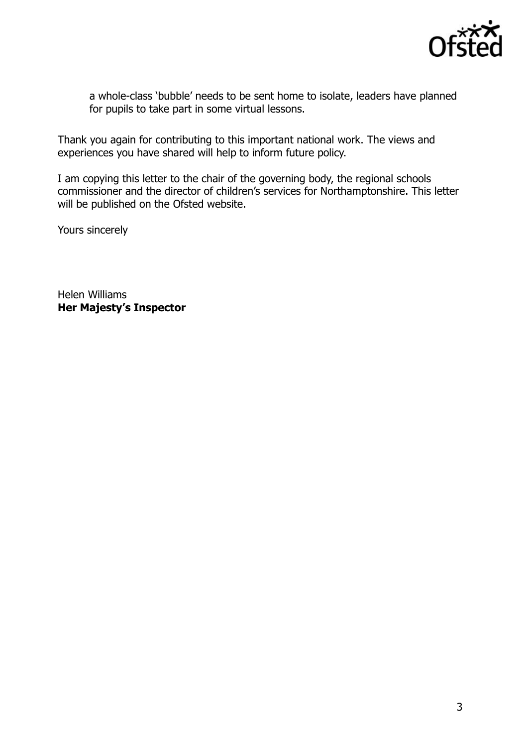a whole-class 'bubble' needs to be sent home to isolate, leaders have planned for pupils to take part in some virtual lessons.

Thank you again for contributing to this important national work. The views and experiences you have shared will help to inform future policy.

I am copying this letter to the chair of the governing body, the regional schools commissioner and the director of children's services for Northamptonshire. This letter will be published on the Ofsted website.

Yours sincerely

Helen Williams
**Her Majesty's Inspector**